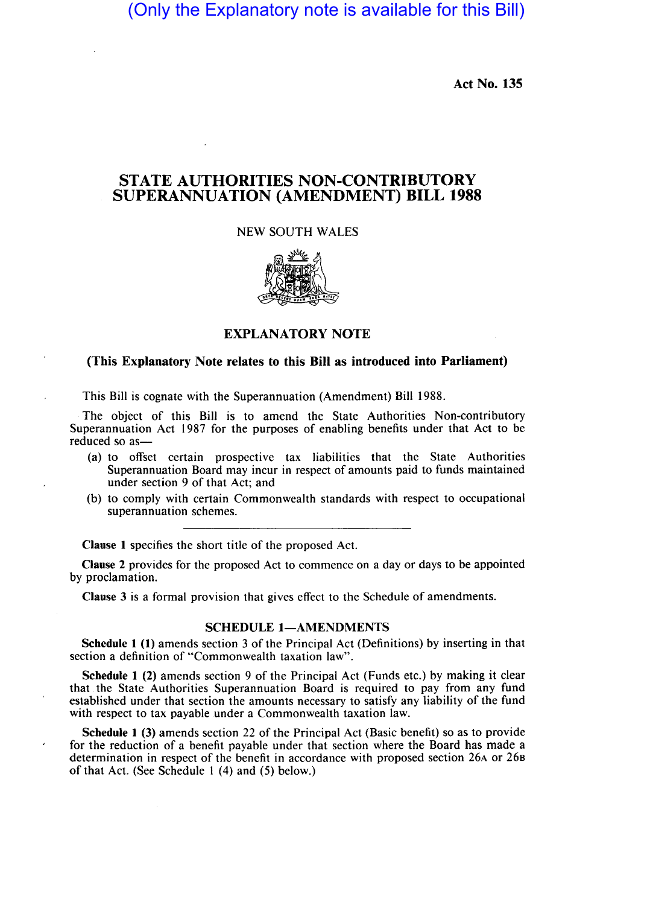(Only the Explanatory note is available for this Bill)

Act No. 135

# STATE AUTHORITIES NON-CONTRIBUTORY SUPERANNUATION (AMENDMENT) BILL 1988

NEW SOUTH WALES

## EXPLANATORY NOTE

### (This Explanatory Note relates to this Bill as introduced into Parliament)

This Bill is cognate with the Superannuation (Amendment) Bill 1988.

The object of this Bill is to amend the State Authorities Non-contributory Superannuation Act 1987 for the purposes of enabling benefits under that Act to be reduced so as—

(a) to offset certain prospective tax liabilities that the State Authorities Superannuation Board may incur in respect of amounts paid to funds maintained under section 9 of that Act; and

(b) to comply with certain Commonwealth standards with respect to occupational superannuation schemes.

---

**Clause 1** specifies the short title of the proposed Act.

**Clause 2** provides for the proposed Act to commence on a day or days to be appointed by proclamation.

**Clause 3** is a formal provision that gives effect to the Schedule of amendments.

### SCHEDULE 1—AMENDMENTS

**Schedule 1 (1)** amends section 3 of the Principal Act (Definitions) by inserting in that section a definition of "Commonwealth taxation law".

**Schedule 1 (2)** amends section 9 of the Principal Act (Funds etc.) by making it clear that the State Authorities Superannuation Board is required to pay from any fund established under that section the amounts necessary to satisfy any liability of the fund with respect to tax payable under a Commonwealth taxation law.

**Schedule 1 (3)** amends section 22 of the Principal Act (Basic benefit) so as to provide for the reduction of a benefit payable under that section where the Board has made a determination in respect of the benefit in accordance with proposed section 26A or 26B of that Act. (See Schedule 1 (4) and (5) below.)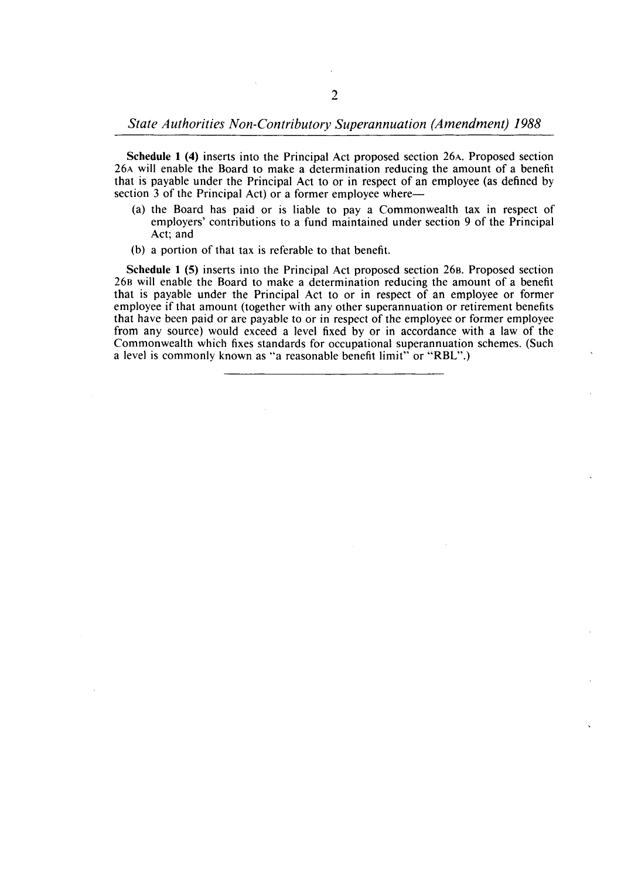**Schedule 1 (4)** inserts into the Principal Act proposed section 26A. Proposed section 26A will enable the Board to make a determination reducing the amount of a benefit that is payable under the Principal Act to or in respect of an employee (as defined by section 3 of the Principal Act) or a former employee where—

(a) the Board has paid or is liable to pay a Commonwealth tax in respect of employers' contributions to a fund maintained under section 9 of the Principal Act; and

(b) a portion of that tax is referable to that benefit.

**Schedule 1 (5)** inserts into the Principal Act proposed section 26B. Proposed section 26B will enable the Board to make a determination reducing the amount of a benefit that is payable under the Principal Act to or in respect of an employee or former employee if that amount (together with any other superannuation or retirement benefits that have been paid or are payable to or in respect of the employee or former employee from any source) would exceed a level fixed by or in accordance with a law of the Commonwealth which fixes standards for occupational superannuation schemes. (Such a level is commonly known as "a reasonable benefit limit" or "RBL".)